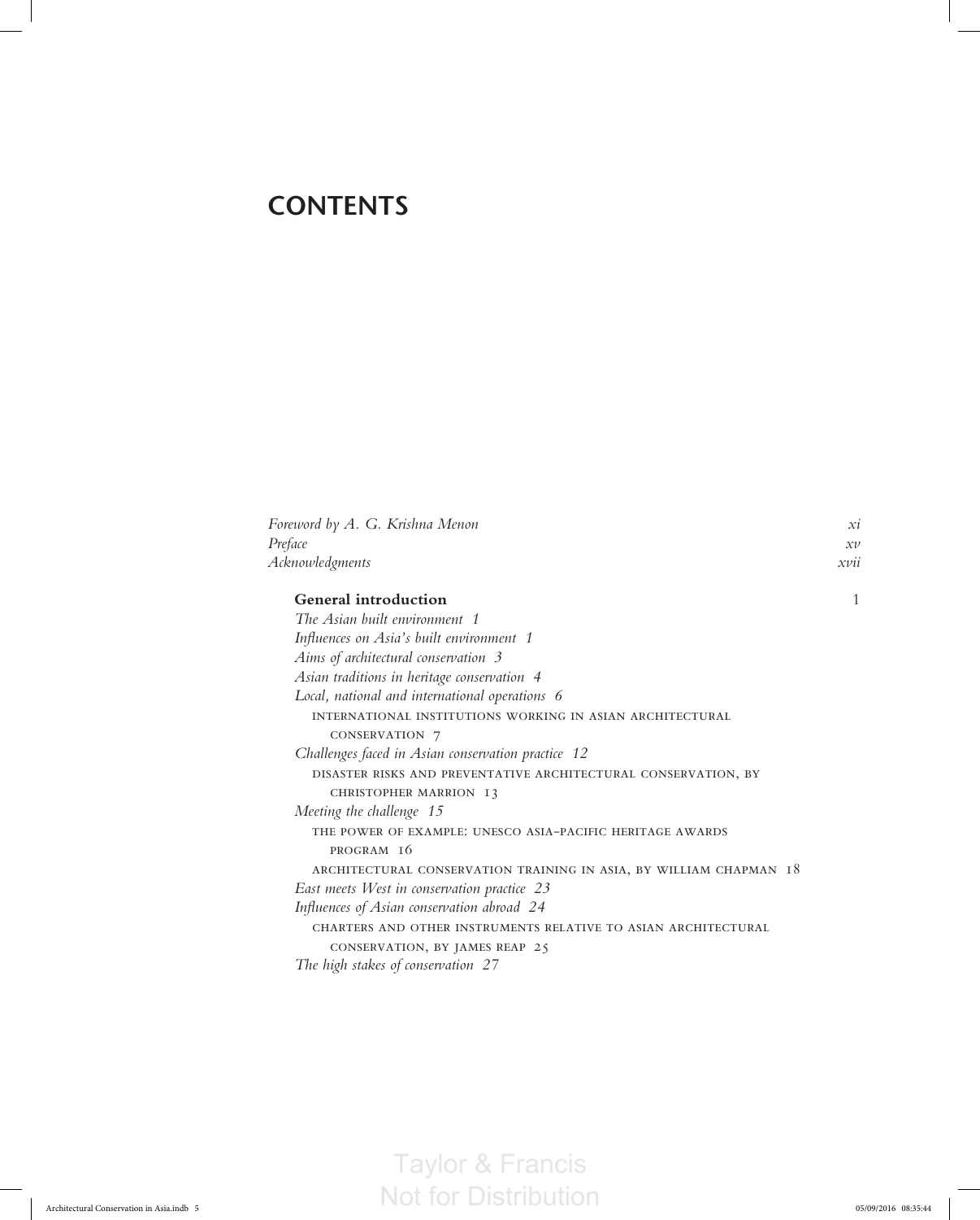# CONTENTS

*Foreword by A. G. Krishna Menon* *xi*
*Preface* *xv*
*Acknowledgments* *xvii*

**General introduction** 1

*The Asian built environment 1*
*Influences on Asia's built environment 1*
*Aims of architectural conservation 3*
*Asian traditions in heritage conservation 4*
*Local, national and international operations 6*
INTERNATIONAL INSTITUTIONS WORKING IN ASIAN ARCHITECTURAL CONSERVATION 7
*Challenges faced in Asian conservation practice 12*
DISASTER RISKS AND PREVENTATIVE ARCHITECTURAL CONSERVATION, BY CHRISTOPHER MARRION 13
*Meeting the challenge 15*
THE POWER OF EXAMPLE: UNESCO ASIA–PACIFIC HERITAGE AWARDS PROGRAM 16
ARCHITECTURAL CONSERVATION TRAINING IN ASIA, BY WILLIAM CHAPMAN 18
*East meets West in conservation practice 23*
*Influences of Asian conservation abroad 24*
CHARTERS AND OTHER INSTRUMENTS RELATIVE TO ASIAN ARCHITECTURAL CONSERVATION, BY JAMES REAP 25
*The high stakes of conservation 27*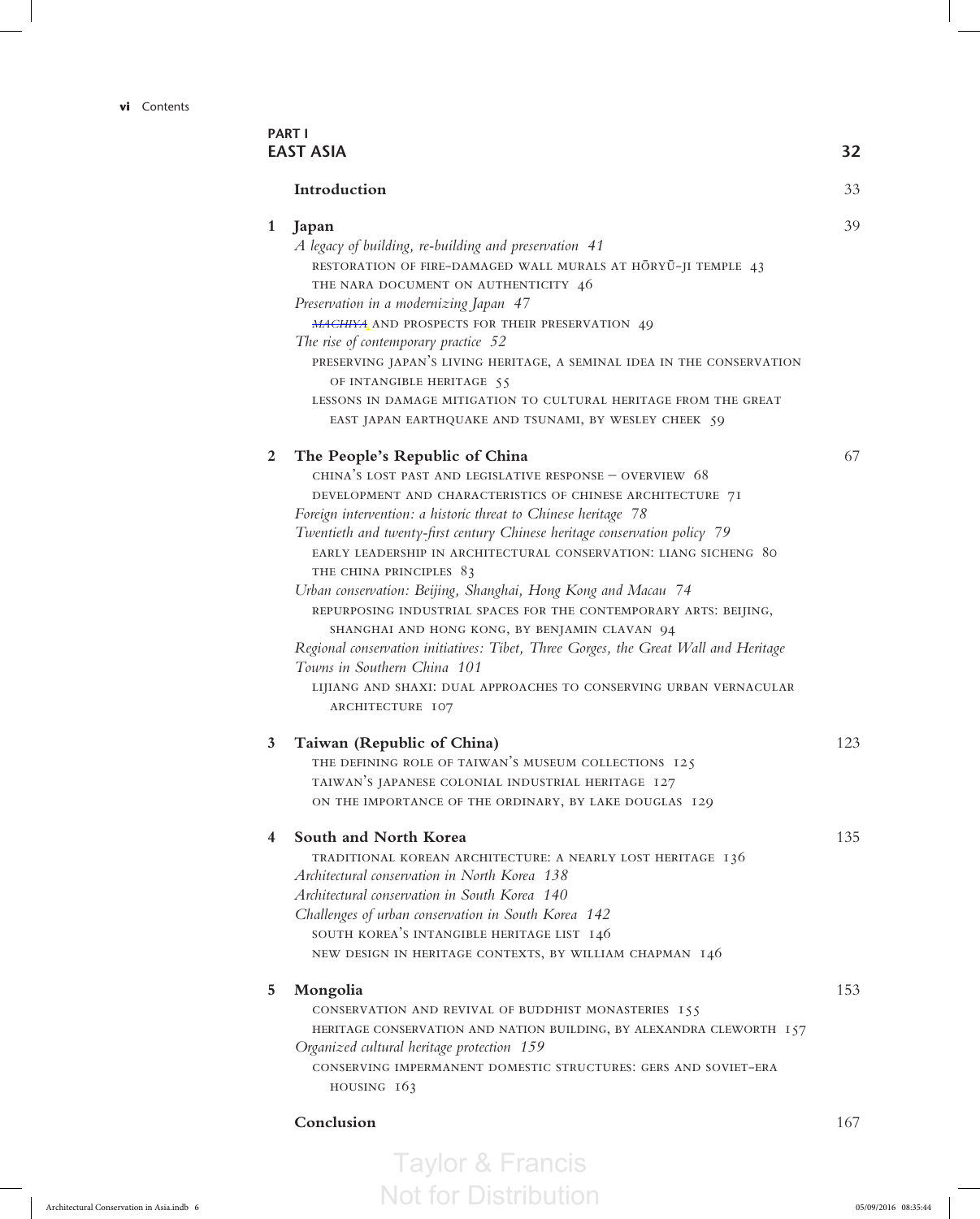## PART I
## EAST ASIA 32

**Introduction** 33

**1 Japan** 39

*A legacy of building, re-building and preservation 41*

RESTORATION OF FIRE-DAMAGED WALL MURALS AT HŌRYŪ-JI TEMPLE 43

THE NARA DOCUMENT ON AUTHENTICITY 46

*Preservation in a modernizing Japan 47*

*MACHIYA* AND PROSPECTS FOR THEIR PRESERVATION 49

*The rise of contemporary practice 52*

PRESERVING JAPAN'S LIVING HERITAGE, A SEMINAL IDEA IN THE CONSERVATION OF INTANGIBLE HERITAGE 55

LESSONS IN DAMAGE MITIGATION TO CULTURAL HERITAGE FROM THE GREAT EAST JAPAN EARTHQUAKE AND TSUNAMI, BY WESLEY CHEEK 59

**2 The People's Republic of China** 67

CHINA'S LOST PAST AND LEGISLATIVE RESPONSE – OVERVIEW 68

DEVELOPMENT AND CHARACTERISTICS OF CHINESE ARCHITECTURE 71

*Foreign intervention: a historic threat to Chinese heritage 78*

*Twentieth and twenty-first century Chinese heritage conservation policy 79*

EARLY LEADERSHIP IN ARCHITECTURAL CONSERVATION: LIANG SICHENG 80

THE CHINA PRINCIPLES 83

*Urban conservation: Beijing, Shanghai, Hong Kong and Macau 74*

REPURPOSING INDUSTRIAL SPACES FOR THE CONTEMPORARY ARTS: BEIJING, SHANGHAI AND HONG KONG, BY BENJAMIN CLAVAN 94

*Regional conservation initiatives: Tibet, Three Gorges, the Great Wall and Heritage Towns in Southern China 101*

LIJIANG AND SHAXI: DUAL APPROACHES TO CONSERVING URBAN VERNACULAR ARCHITECTURE 107

**3 Taiwan (Republic of China)** 123

THE DEFINING ROLE OF TAIWAN'S MUSEUM COLLECTIONS 125

TAIWAN'S JAPANESE COLONIAL INDUSTRIAL HERITAGE 127

ON THE IMPORTANCE OF THE ORDINARY, BY LAKE DOUGLAS 129

**4 South and North Korea** 135

TRADITIONAL KOREAN ARCHITECTURE: A NEARLY LOST HERITAGE 136

*Architectural conservation in North Korea 138*

*Architectural conservation in South Korea 140*

*Challenges of urban conservation in South Korea 142*

SOUTH KOREA'S INTANGIBLE HERITAGE LIST 146

NEW DESIGN IN HERITAGE CONTEXTS, BY WILLIAM CHAPMAN 146

**5 Mongolia** 153

CONSERVATION AND REVIVAL OF BUDDHIST MONASTERIES 155

HERITAGE CONSERVATION AND NATION BUILDING, BY ALEXANDRA CLEWORTH 157

*Organized cultural heritage protection 159*

CONSERVING IMPERMANENT DOMESTIC STRUCTURES: GERS AND SOVIET-ERA HOUSING 163

**Conclusion** 167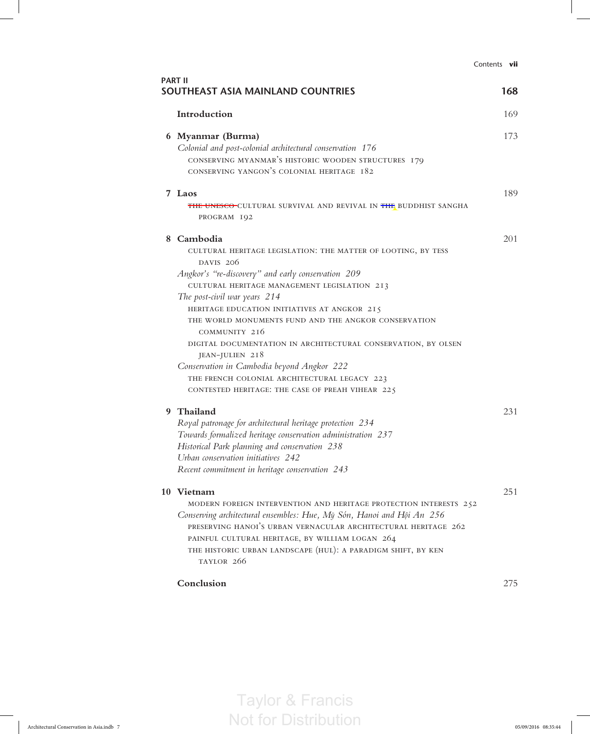## PART II
## SOUTHEAST ASIA MAINLAND COUNTRIES 168

**Introduction** 169

**6 Myanmar (Burma)** 173

*Colonial and post-colonial architectural conservation* 176

CONSERVING MYANMAR'S HISTORIC WOODEN STRUCTURES 179

CONSERVING YANGON'S COLONIAL HERITAGE 182

**7 Laos** 189

~~THE UNESCO~~ CULTURAL SURVIVAL AND REVIVAL IN ~~THE~~ BUDDHIST SANGHA PROGRAM 192

**8 Cambodia** 201

CULTURAL HERITAGE LEGISLATION: THE MATTER OF LOOTING, BY TESS DAVIS 206

*Angkor's "re-discovery" and early conservation* 209

CULTURAL HERITAGE MANAGEMENT LEGISLATION 213

*The post-civil war years* 214

HERITAGE EDUCATION INITIATIVES AT ANGKOR 215

THE WORLD MONUMENTS FUND AND THE ANGKOR CONSERVATION COMMUNITY 216

DIGITAL DOCUMENTATION IN ARCHITECTURAL CONSERVATION, BY OLSEN JEAN-JULIEN 218

*Conservation in Cambodia beyond Angkor* 222

THE FRENCH COLONIAL ARCHITECTURAL LEGACY 223

CONTESTED HERITAGE: THE CASE OF PREAH VIHEAR 225

**9 Thailand** 231

*Royal patronage for architectural heritage protection* 234

*Towards formalized heritage conservation administration* 237

*Historical Park planning and conservation* 238

*Urban conservation initiatives* 242

*Recent commitment in heritage conservation* 243

**10 Vietnam** 251

MODERN FOREIGN INTERVENTION AND HERITAGE PROTECTION INTERESTS 252

*Conserving architectural ensembles: Hue, Mỹ Sớn, Hanoi and Hội An* 256

PRESERVING HANOI'S URBAN VERNACULAR ARCHITECTURAL HERITAGE 262

PAINFUL CULTURAL HERITAGE, BY WILLIAM LOGAN 264

THE HISTORIC URBAN LANDSCAPE (HUL): A PARADIGM SHIFT, BY KEN TAYLOR 266

**Conclusion** 275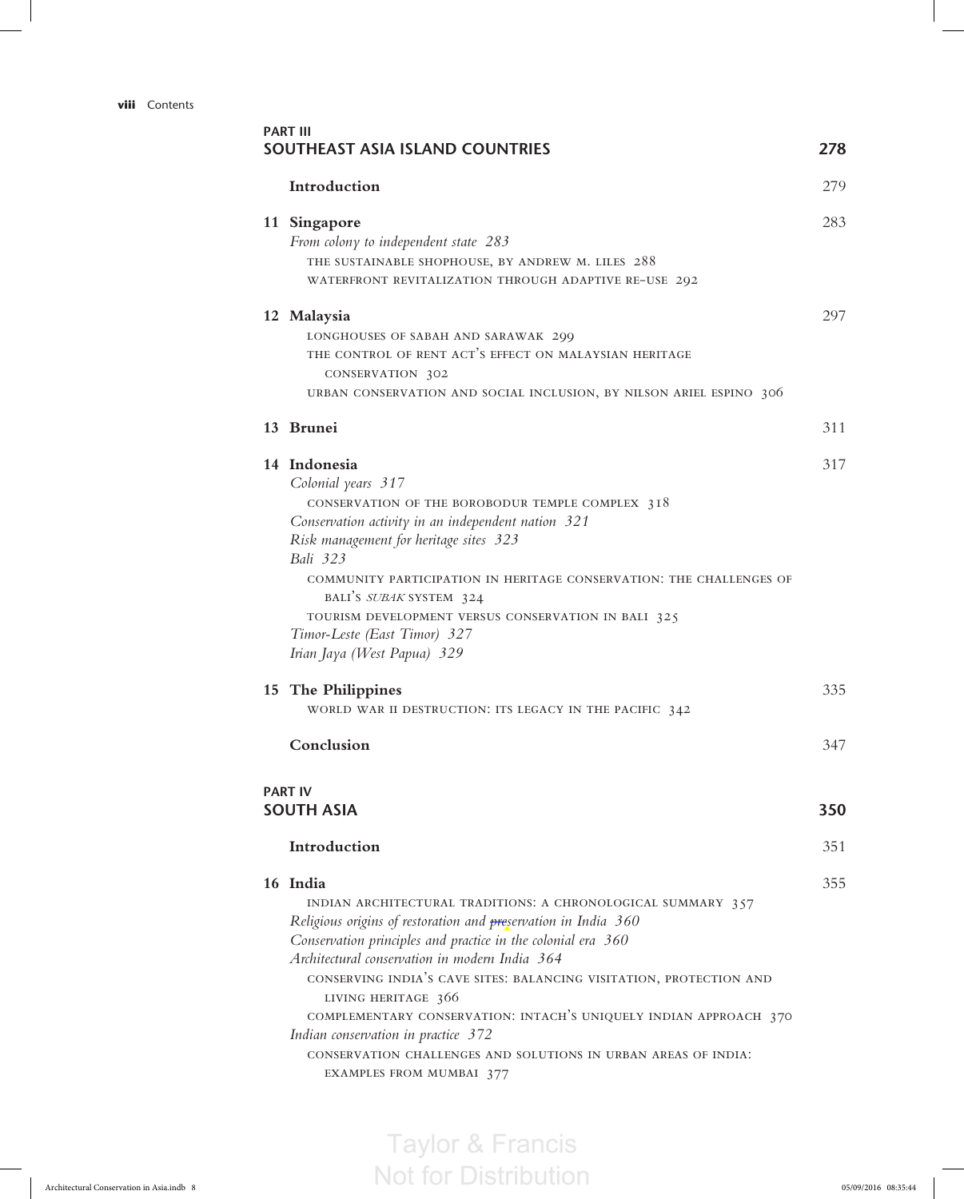## PART III
## SOUTHEAST ASIA ISLAND COUNTRIES 278

**Introduction** 279

**11 Singapore** 283
*From colony to independent state 283*
THE SUSTAINABLE SHOPHOUSE, BY ANDREW M. LILES 288
WATERFRONT REVITALIZATION THROUGH ADAPTIVE RE-USE 292

**12 Malaysia** 297
LONGHOUSES OF SABAH AND SARAWAK 299
THE CONTROL OF RENT ACT'S EFFECT ON MALAYSIAN HERITAGE CONSERVATION 302
URBAN CONSERVATION AND SOCIAL INCLUSION, BY NILSON ARIEL ESPINO 306

**13 Brunei** 311

**14 Indonesia** 317
*Colonial years 317*
CONSERVATION OF THE BOROBODUR TEMPLE COMPLEX 318
*Conservation activity in an independent nation 321*
*Risk management for heritage sites 323*
*Bali 323*
COMMUNITY PARTICIPATION IN HERITAGE CONSERVATION: THE CHALLENGES OF BALI'S *SUBAK* SYSTEM 324
TOURISM DEVELOPMENT VERSUS CONSERVATION IN BALI 325
*Timor-Leste (East Timor) 327*
*Irian Jaya (West Papua) 329*

**15 The Philippines** 335
WORLD WAR II DESTRUCTION: ITS LEGACY IN THE PACIFIC 342

**Conclusion** 347

## PART IV
## SOUTH ASIA 350

**Introduction** 351

**16 India** 355
INDIAN ARCHITECTURAL TRADITIONS: A CHRONOLOGICAL SUMMARY 357
*Religious origins of restoration and preservation in India 360*
*Conservation principles and practice in the colonial era 360*
*Architectural conservation in modern India 364*
CONSERVING INDIA'S CAVE SITES: BALANCING VISITATION, PROTECTION AND LIVING HERITAGE 366
COMPLEMENTARY CONSERVATION: INTACH'S UNIQUELY INDIAN APPROACH 370
*Indian conservation in practice 372*
CONSERVATION CHALLENGES AND SOLUTIONS IN URBAN AREAS OF INDIA: EXAMPLES FROM MUMBAI 377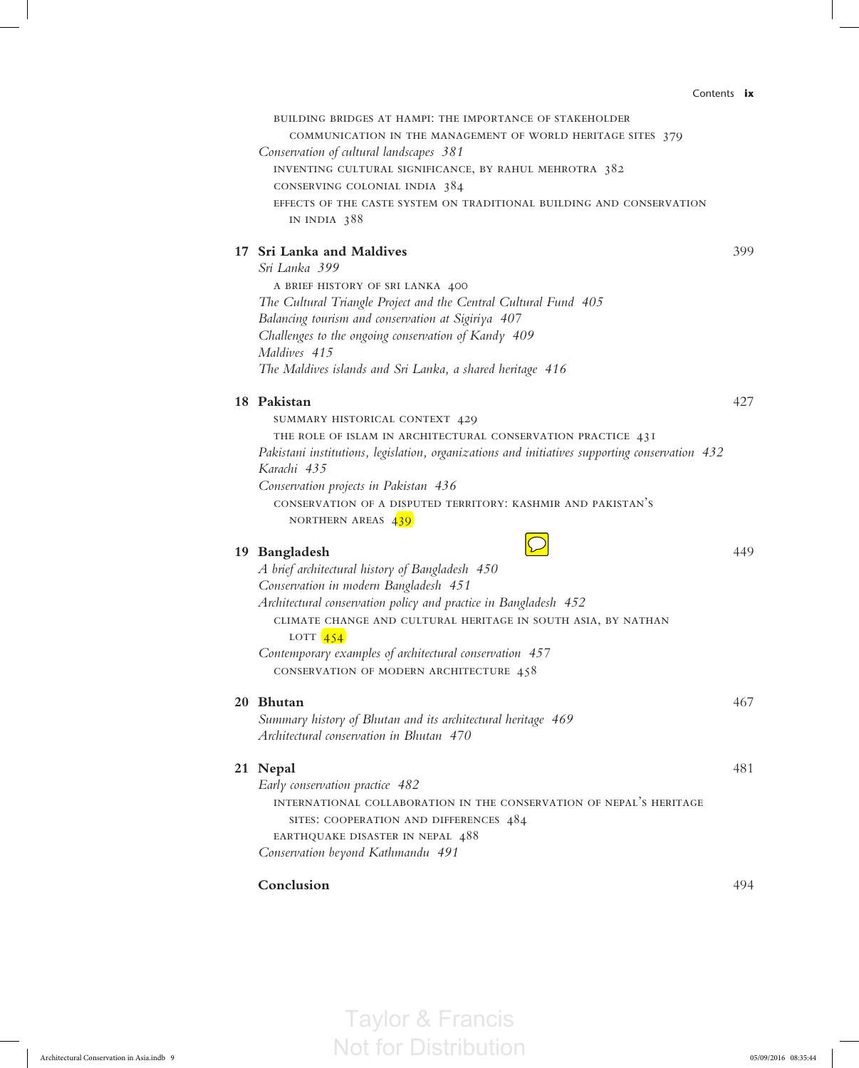BUILDING BRIDGES AT HAMPI: THE IMPORTANCE OF STAKEHOLDER COMMUNICATION IN THE MANAGEMENT OF WORLD HERITAGE SITES 379

*Conservation of cultural landscapes 381*

INVENTING CULTURAL SIGNIFICANCE, BY RAHUL MEHROTRA 382

CONSERVING COLONIAL INDIA 384

EFFECTS OF THE CASTE SYSTEM ON TRADITIONAL BUILDING AND CONSERVATION IN INDIA 388

**17 Sri Lanka and Maldives** 399

*Sri Lanka 399*

A BRIEF HISTORY OF SRI LANKA 400

*The Cultural Triangle Project and the Central Cultural Fund 405*

*Balancing tourism and conservation at Sigiriya 407*

*Challenges to the ongoing conservation of Kandy 409*

*Maldives 415*

*The Maldives islands and Sri Lanka, a shared heritage 416*

**18 Pakistan** 427

SUMMARY HISTORICAL CONTEXT 429

THE ROLE OF ISLAM IN ARCHITECTURAL CONSERVATION PRACTICE 431

*Pakistani institutions, legislation, organizations and initiatives supporting conservation 432*

*Karachi 435*

*Conservation projects in Pakistan 436*

CONSERVATION OF A DISPUTED TERRITORY: KASHMIR AND PAKISTAN'S NORTHERN AREAS 439

**19 Bangladesh** 449

*A brief architectural history of Bangladesh 450*

*Conservation in modern Bangladesh 451*

*Architectural conservation policy and practice in Bangladesh 452*

CLIMATE CHANGE AND CULTURAL HERITAGE IN SOUTH ASIA, BY NATHAN LOTT 454

*Contemporary examples of architectural conservation 457*

CONSERVATION OF MODERN ARCHITECTURE 458

**20 Bhutan** 467

*Summary history of Bhutan and its architectural heritage 469*

*Architectural conservation in Bhutan 470*

**21 Nepal** 481

*Early conservation practice 482*

INTERNATIONAL COLLABORATION IN THE CONSERVATION OF NEPAL'S HERITAGE SITES: COOPERATION AND DIFFERENCES 484

EARTHQUAKE DISASTER IN NEPAL 488

*Conservation beyond Kathmandu 491*

**Conclusion** 494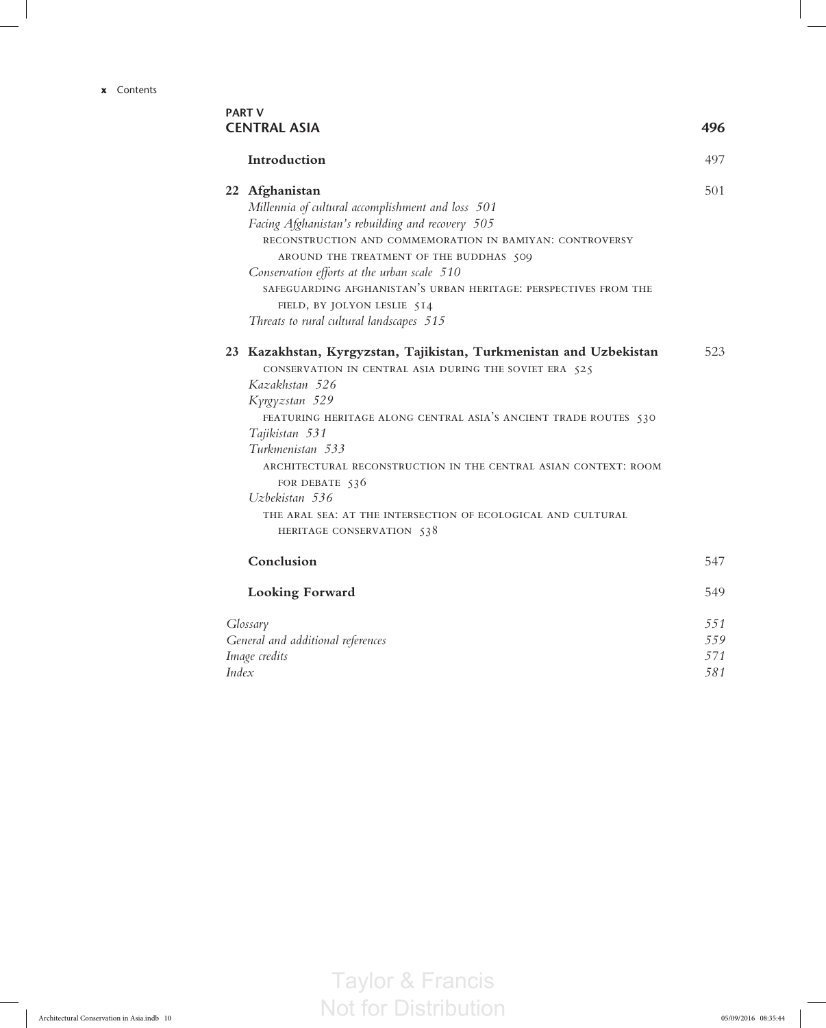## PART V
## CENTRAL ASIA 496

**Introduction** 497

**22 Afghanistan** 501

*Millennia of cultural accomplishment and loss 501*

*Facing Afghanistan's rebuilding and recovery 505*

RECONSTRUCTION AND COMMEMORATION IN BAMIYAN: CONTROVERSY AROUND THE TREATMENT OF THE BUDDHAS 509

*Conservation efforts at the urban scale 510*

SAFEGUARDING AFGHANISTAN'S URBAN HERITAGE: PERSPECTIVES FROM THE FIELD, BY JOLYON LESLIE 514

*Threats to rural cultural landscapes 515*

**23 Kazakhstan, Kyrgyzstan, Tajikistan, Turkmenistan and Uzbekistan** 523

CONSERVATION IN CENTRAL ASIA DURING THE SOVIET ERA 525

*Kazakhstan 526*

*Kyrgyzstan 529*

FEATURING HERITAGE ALONG CENTRAL ASIA'S ANCIENT TRADE ROUTES 530

*Tajikistan 531*

*Turkmenistan 533*

ARCHITECTURAL RECONSTRUCTION IN THE CENTRAL ASIAN CONTEXT: ROOM FOR DEBATE 536

*Uzbekistan 536*

THE ARAL SEA: AT THE INTERSECTION OF ECOLOGICAL AND CULTURAL HERITAGE CONSERVATION 538

**Conclusion** 547

**Looking Forward** 549

*Glossary* 551

*General and additional references* 559

*Image credits* 571

*Index* 581